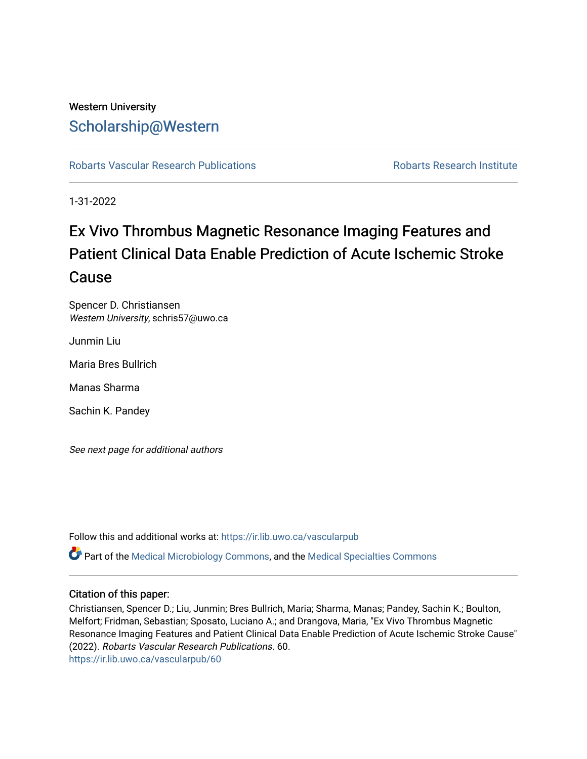Western University

# Scholarship@Western

Robarts Vascular Research Publications

Robarts Research Institute

1-31-2022

# Ex Vivo Thrombus Magnetic Resonance Imaging Features and Patient Clinical Data Enable Prediction of Acute Ischemic Stroke Cause

Spencer D. Christiansen
*Western University*, schris57@uwo.ca

Junmin Liu

Maria Bres Bullrich

Manas Sharma

Sachin K. Pandey

*See next page for additional authors*

Follow this and additional works at: https://ir.lib.uwo.ca/vascularpub

Part of the Medical Microbiology Commons, and the Medical Specialties Commons

### Citation of this paper:

Christiansen, Spencer D.; Liu, Junmin; Bres Bullrich, Maria; Sharma, Manas; Pandey, Sachin K.; Boulton, Melfort; Fridman, Sebastian; Sposato, Luciano A.; and Drangova, Maria, "Ex Vivo Thrombus Magnetic Resonance Imaging Features and Patient Clinical Data Enable Prediction of Acute Ischemic Stroke Cause" (2022). *Robarts Vascular Research Publications*. 60.
https://ir.lib.uwo.ca/vascularpub/60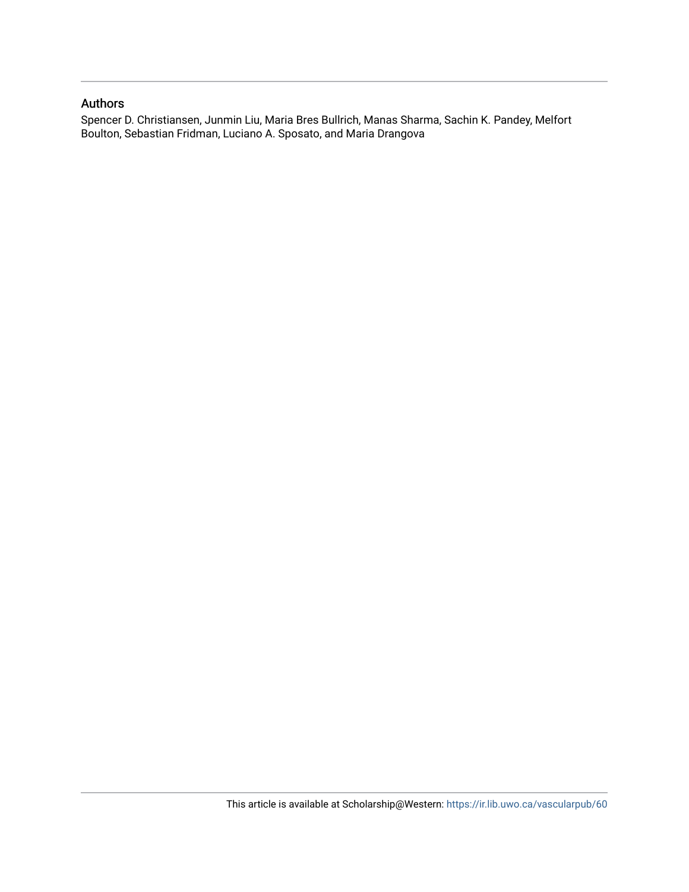## Authors

Spencer D. Christiansen, Junmin Liu, Maria Bres Bullrich, Manas Sharma, Sachin K. Pandey, Melfort Boulton, Sebastian Fridman, Luciano A. Sposato, and Maria Drangova

This article is available at Scholarship@Western: https://ir.lib.uwo.ca/vascularpub/60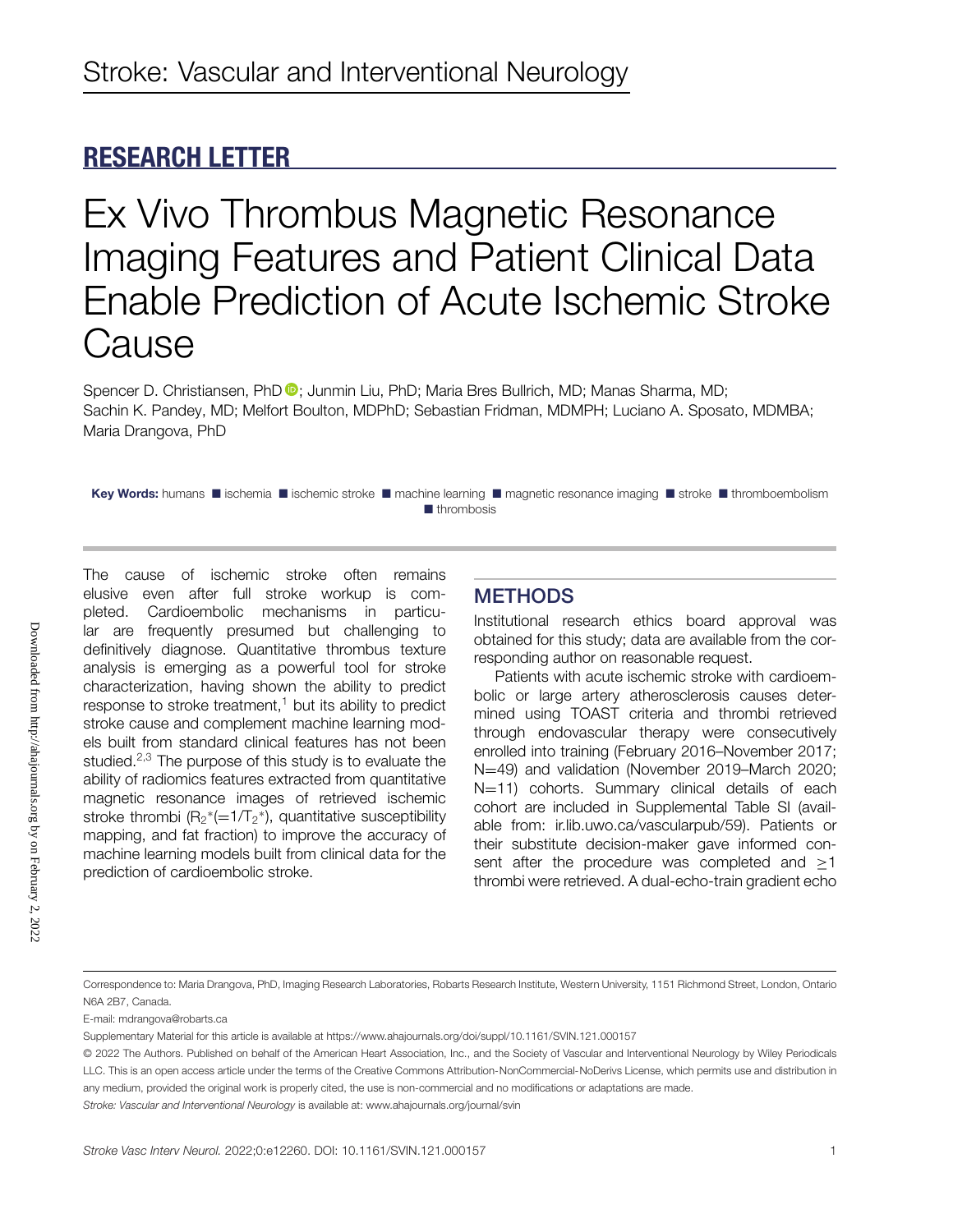## RESEARCH LETTER

# Ex Vivo Thrombus Magnetic Resonance Imaging Features and Patient Clinical Data Enable Prediction of Acute Ischemic Stroke Cause

Spencer D. Christiansen, PhD; Junmin Liu, PhD; Maria Bres Bullrich, MD; Manas Sharma, MD; Sachin K. Pandey, MD; Melfort Boulton, MDPhD; Sebastian Fridman, MDMPH; Luciano A. Sposato, MDMBA; Maria Drangova, PhD

**Key Words:** humans ■ ischemia ■ ischemic stroke ■ machine learning ■ magnetic resonance imaging ■ stroke ■ thromboembolism ■ thrombosis

The cause of ischemic stroke often remains elusive even after full stroke workup is completed. Cardioembolic mechanisms in particular are frequently presumed but challenging to definitively diagnose. Quantitative thrombus texture analysis is emerging as a powerful tool for stroke characterization, having shown the ability to predict response to stroke treatment,[1] but its ability to predict stroke cause and complement machine learning models built from standard clinical features has not been studied.[2,3] The purpose of this study is to evaluate the ability of radiomics features extracted from quantitative magnetic resonance images of retrieved ischemic stroke thrombi ($R_2^*(=1/T_2^*)$, quantitative susceptibility mapping, and fat fraction) to improve the accuracy of machine learning models built from clinical data for the prediction of cardioembolic stroke.

## METHODS

Institutional research ethics board approval was obtained for this study; data are available from the corresponding author on reasonable request.

Patients with acute ischemic stroke with cardioembolic or large artery atherosclerosis causes determined using TOAST criteria and thrombi retrieved through endovascular therapy were consecutively enrolled into training (February 2016–November 2017; N=49) and validation (November 2019–March 2020; N=11) cohorts. Summary clinical details of each cohort are included in Supplemental Table SI (available from: ir.lib.uwo.ca/vascularpub/59). Patients or their substitute decision-maker gave informed consent after the procedure was completed and ≥1 thrombi were retrieved. A dual-echo-train gradient echo

---

Correspondence to: Maria Drangova, PhD, Imaging Research Laboratories, Robarts Research Institute, Western University, 1151 Richmond Street, London, Ontario N6A 2B7, Canada.

E-mail: mdrangova@robarts.ca

Supplementary Material for this article is available at https://www.ahajournals.org/doi/suppl/10.1161/SVIN.121.000157

© 2022 The Authors. Published on behalf of the American Heart Association, Inc., and the Society of Vascular and Interventional Neurology by Wiley Periodicals LLC. This is an open access article under the terms of the Creative Commons Attribution-NonCommercial-NoDerivs License, which permits use and distribution in any medium, provided the original work is properly cited, the use is non-commercial and no modifications or adaptations are made.

*Stroke: Vascular and Interventional Neurology* is available at: www.ahajournals.org/journal/svin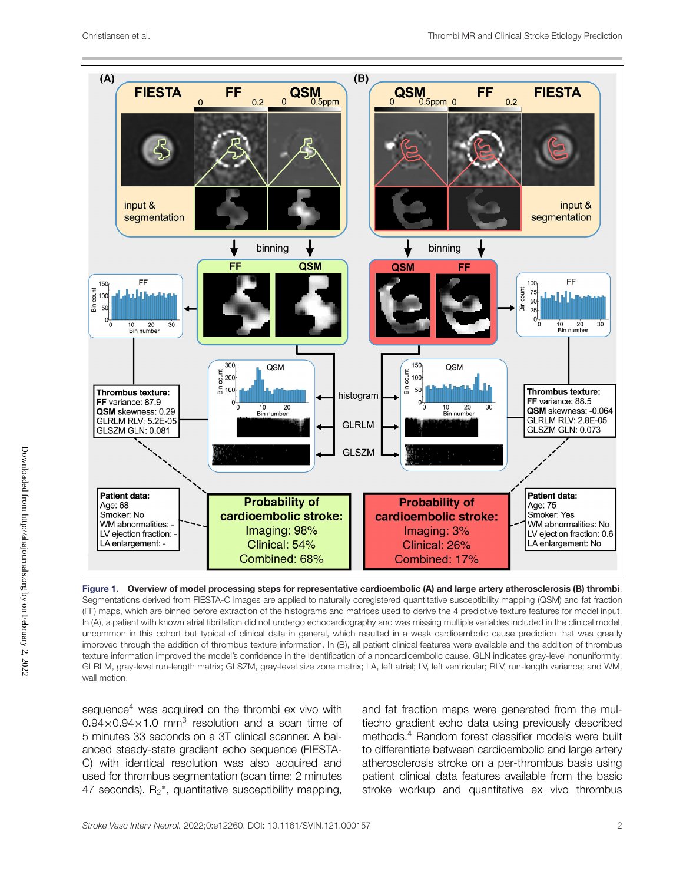**Figure 1. Overview of model processing steps for representative cardioembolic (A) and large artery atherosclerosis (B) thrombi.** Segmentations derived from FIESTA-C images are applied to naturally coregistered quantitative susceptibility mapping (QSM) and fat fraction (FF) maps, which are binned before extraction of the histograms and matrices used to derive the 4 predictive texture features for model input. In (A), a patient with known atrial fibrillation did not undergo echocardiography and was missing multiple variables included in the clinical model, uncommon in this cohort but typical of clinical data in general, which resulted in a weak cardioembolic cause prediction that was greatly improved through the addition of thrombus texture information. In (B), all patient clinical features were available and the addition of thrombus texture information improved the model's confidence in the identification of a noncardioembolic cause. GLN indicates gray-level nonuniformity; GLRLM, gray-level run-length matrix; GLSZM, gray-level size zone matrix; LA, left atrial; LV, left ventricular; RLV, run-length variance; and WM, wall motion.

sequence[4] was acquired on the thrombi ex vivo with $0.94\times0.94\times1.0$ mm$^3$ resolution and a scan time of 5 minutes 33 seconds on a 3T clinical scanner. A balanced steady-state gradient echo sequence (FIESTA-C) with identical resolution was also acquired and used for thrombus segmentation (scan time: 2 minutes 47 seconds). $R_2^*$, quantitative susceptibility mapping, and fat fraction maps were generated from the multiecho gradient echo data using previously described methods.[4] Random forest classifier models were built to differentiate between cardioembolic and large artery atherosclerosis stroke on a per-thrombus basis using patient clinical data features available from the basic stroke workup and quantitative ex vivo thrombus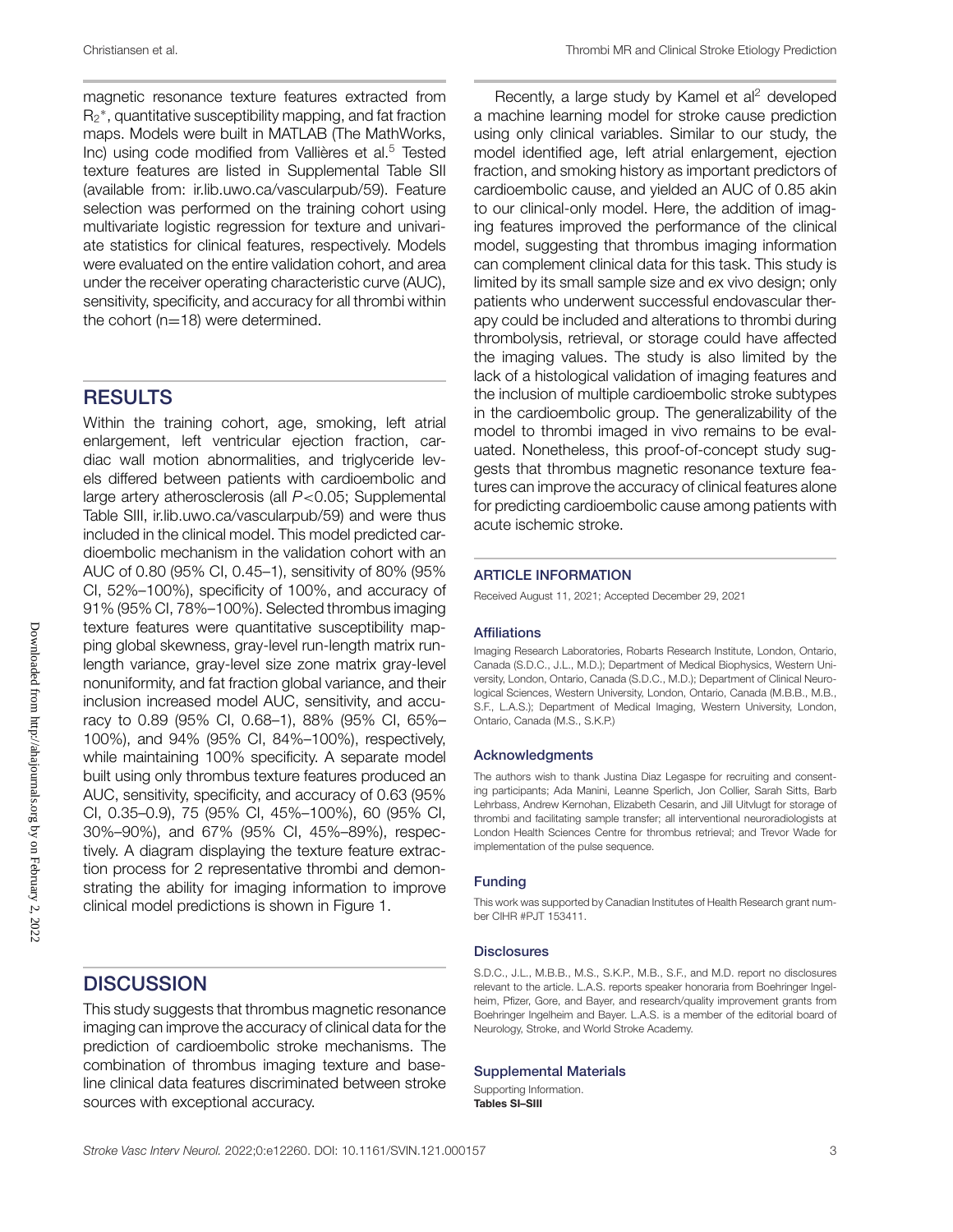magnetic resonance texture features extracted from $R_2^*$, quantitative susceptibility mapping, and fat fraction maps. Models were built in MATLAB (The MathWorks, Inc) using code modified from Vallières et al.[5] Tested texture features are listed in Supplemental Table SII (available from: ir.lib.uwo.ca/vascularpub/59). Feature selection was performed on the training cohort using multivariate logistic regression for texture and univariate statistics for clinical features, respectively. Models were evaluated on the entire validation cohort, and area under the receiver operating characteristic curve (AUC), sensitivity, specificity, and accuracy for all thrombi within the cohort (n=18) were determined.

## RESULTS

Within the training cohort, age, smoking, left atrial enlargement, left ventricular ejection fraction, cardiac wall motion abnormalities, and triglyceride levels differed between patients with cardioembolic and large artery atherosclerosis (all $P<0.05$; Supplemental Table SIII, ir.lib.uwo.ca/vascularpub/59) and were thus included in the clinical model. This model predicted cardioembolic mechanism in the validation cohort with an AUC of 0.80 (95% CI, 0.45–1), sensitivity of 80% (95% CI, 52%–100%), specificity of 100%, and accuracy of 91% (95% CI, 78%–100%). Selected thrombus imaging texture features were quantitative susceptibility mapping global skewness, gray-level run-length matrix run-length variance, gray-level size zone matrix gray-level nonuniformity, and fat fraction global variance, and their inclusion increased model AUC, sensitivity, and accuracy to 0.89 (95% CI, 0.68–1), 88% (95% CI, 65%–100%), and 94% (95% CI, 84%–100%), respectively, while maintaining 100% specificity. A separate model built using only thrombus texture features produced an AUC, sensitivity, specificity, and accuracy of 0.63 (95% CI, 0.35–0.9), 75 (95% CI, 45%–100%), 60 (95% CI, 30%–90%), and 67% (95% CI, 45%–89%), respectively. A diagram displaying the texture feature extraction process for 2 representative thrombi and demonstrating the ability for imaging information to improve clinical model predictions is shown in Figure 1.

## DISCUSSION

This study suggests that thrombus magnetic resonance imaging can improve the accuracy of clinical data for the prediction of cardioembolic stroke mechanisms. The combination of thrombus imaging texture and baseline clinical data features discriminated between stroke sources with exceptional accuracy.

Recently, a large study by Kamel et al[2] developed a machine learning model for stroke cause prediction using only clinical variables. Similar to our study, the model identified age, left atrial enlargement, ejection fraction, and smoking history as important predictors of cardioembolic cause, and yielded an AUC of 0.85 akin to our clinical-only model. Here, the addition of imaging features improved the performance of the clinical model, suggesting that thrombus imaging information can complement clinical data for this task. This study is limited by its small sample size and ex vivo design; only patients who underwent successful endovascular therapy could be included and alterations to thrombi during thrombolysis, retrieval, or storage could have affected the imaging values. The study is also limited by the lack of a histological validation of imaging features and the inclusion of multiple cardioembolic stroke subtypes in the cardioembolic group. The generalizability of the model to thrombi imaged in vivo remains to be evaluated. Nonetheless, this proof-of-concept study suggests that thrombus magnetic resonance texture features can improve the accuracy of clinical features alone for predicting cardioembolic cause among patients with acute ischemic stroke.

## ARTICLE INFORMATION

Received August 11, 2021; Accepted December 29, 2021

### Affiliations

Imaging Research Laboratories, Robarts Research Institute, London, Ontario, Canada (S.D.C., J.L., M.D.); Department of Medical Biophysics, Western University, London, Ontario, Canada (S.D.C., M.D.); Department of Clinical Neurological Sciences, Western University, London, Ontario, Canada (M.B.B., M.B., S.F., L.A.S.); Department of Medical Imaging, Western University, London, Ontario, Canada (M.S., S.K.P.)

### Acknowledgments

The authors wish to thank Justina Diaz Legaspe for recruiting and consenting participants; Ada Manini, Leanne Sperlich, Jon Collier, Sarah Sitts, Barb Lehrbass, Andrew Kernohan, Elizabeth Cesarin, and Jill Uitvlugt for storage of thrombi and facilitating sample transfer; all interventional neuroradiologists at London Health Sciences Centre for thrombus retrieval; and Trevor Wade for implementation of the pulse sequence.

### Funding

This work was supported by Canadian Institutes of Health Research grant number CIHR #PJT 153411.

### Disclosures

S.D.C., J.L., M.B.B., M.S., S.K.P., M.B., S.F., and M.D. report no disclosures relevant to the article. L.A.S. reports speaker honoraria from Boehringer Ingelheim, Pfizer, Gore, and Bayer, and research/quality improvement grants from Boehringer Ingelheim and Bayer. L.A.S. is a member of the editorial board of Neurology, Stroke, and World Stroke Academy.

### Supplemental Materials

Supporting Information.
**Tables SI–SIII**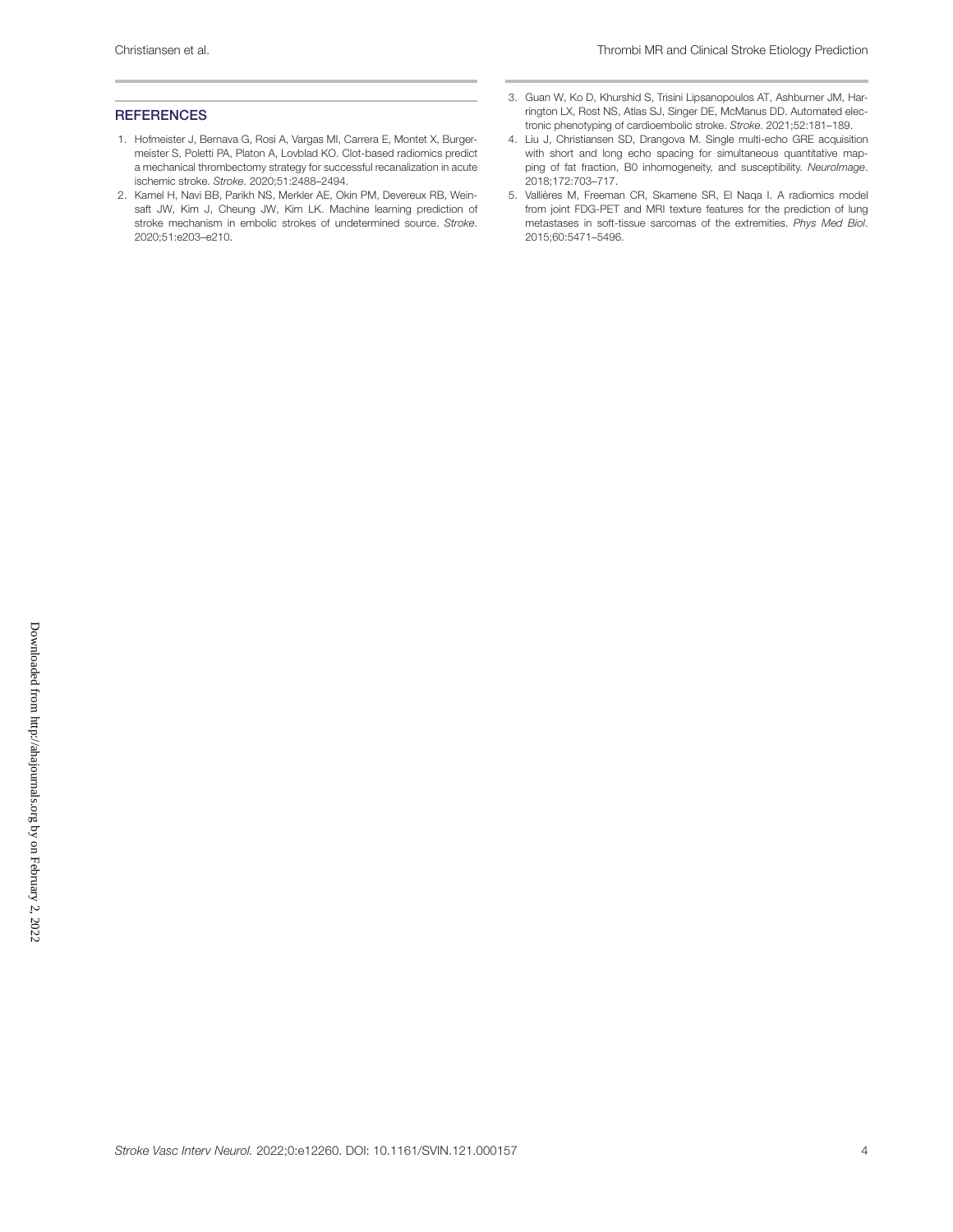## REFERENCES

1. Hofmeister J, Bernava G, Rosi A, Vargas MI, Carrera E, Montet X, Burgermeister S, Poletti PA, Platon A, Lovblad KO. Clot-based radiomics predict a mechanical thrombectomy strategy for successful recanalization in acute ischemic stroke. *Stroke*. 2020;51:2488–2494.
2. Kamel H, Navi BB, Parikh NS, Merkler AE, Okin PM, Devereux RB, Weinsaft JW, Kim J, Cheung JW, Kim LK. Machine learning prediction of stroke mechanism in embolic strokes of undetermined source. *Stroke*. 2020;51:e203–e210.
3. Guan W, Ko D, Khurshid S, Trisini Lipsanopoulos AT, Ashburner JM, Harrington LX, Rost NS, Atlas SJ, Singer DE, McManus DD. Automated electronic phenotyping of cardioembolic stroke. *Stroke*. 2021;52:181–189.
4. Liu J, Christiansen SD, Drangova M. Single multi-echo GRE acquisition with short and long echo spacing for simultaneous quantitative mapping of fat fraction, B0 inhomogeneity, and susceptibility. *NeuroImage*. 2018;172:703–717.
5. Vallières M, Freeman CR, Skamene SR, El Naqa I. A radiomics model from joint FDG-PET and MRI texture features for the prediction of lung metastases in soft-tissue sarcomas of the extremities. *Phys Med Biol*. 2015;60:5471–5496.